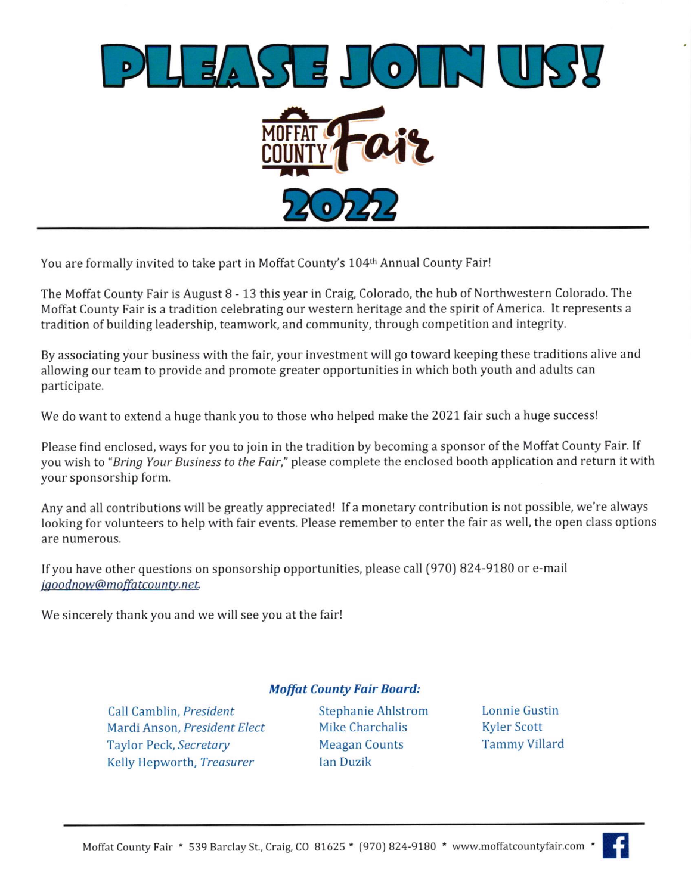# PLEASE JOIN US!

## MOFFAT COUNTY Fair

## 2022

---

You are formally invited to take part in Moffat County's 104th Annual County Fair!

The Moffat County Fair is August 8 - 13 this year in Craig, Colorado, the hub of Northwestern Colorado. The Moffat County Fair is a tradition celebrating our western heritage and the spirit of America. It represents a tradition of building leadership, teamwork, and community, through competition and integrity.

By associating your business with the fair, your investment will go toward keeping these traditions alive and allowing our team to provide and promote greater opportunities in which both youth and adults can participate.

We do want to extend a huge thank you to those who helped make the 2021 fair such a huge success!

Please find enclosed, ways for you to join in the tradition by becoming a sponsor of the Moffat County Fair. If you wish to *"Bring Your Business to the Fair,"* please complete the enclosed booth application and return it with your sponsorship form.

Any and all contributions will be greatly appreciated! If a monetary contribution is not possible, we're always looking for volunteers to help with fair events. Please remember to enter the fair as well, the open class options are numerous.

If you have other questions on sponsorship opportunities, please call (970) 824-9180 or e-mail *jgoodnow@moffatcounty.net*.

We sincerely thank you and we will see you at the fair!

***Moffat County Fair Board:***

Call Camblin, *President*
Mardi Anson, *President Elect*
Taylor Peck, *Secretary*
Kelly Hepworth, *Treasurer*
Stephanie Ahlstrom
Mike Charchalis
Meagan Counts
Ian Duzik
Lonnie Gustin
Kyler Scott
Tammy Villard

---

Moffat County Fair * 539 Barclay St., Craig, CO 81625 * (970) 824-9180 * www.moffatcountyfair.com *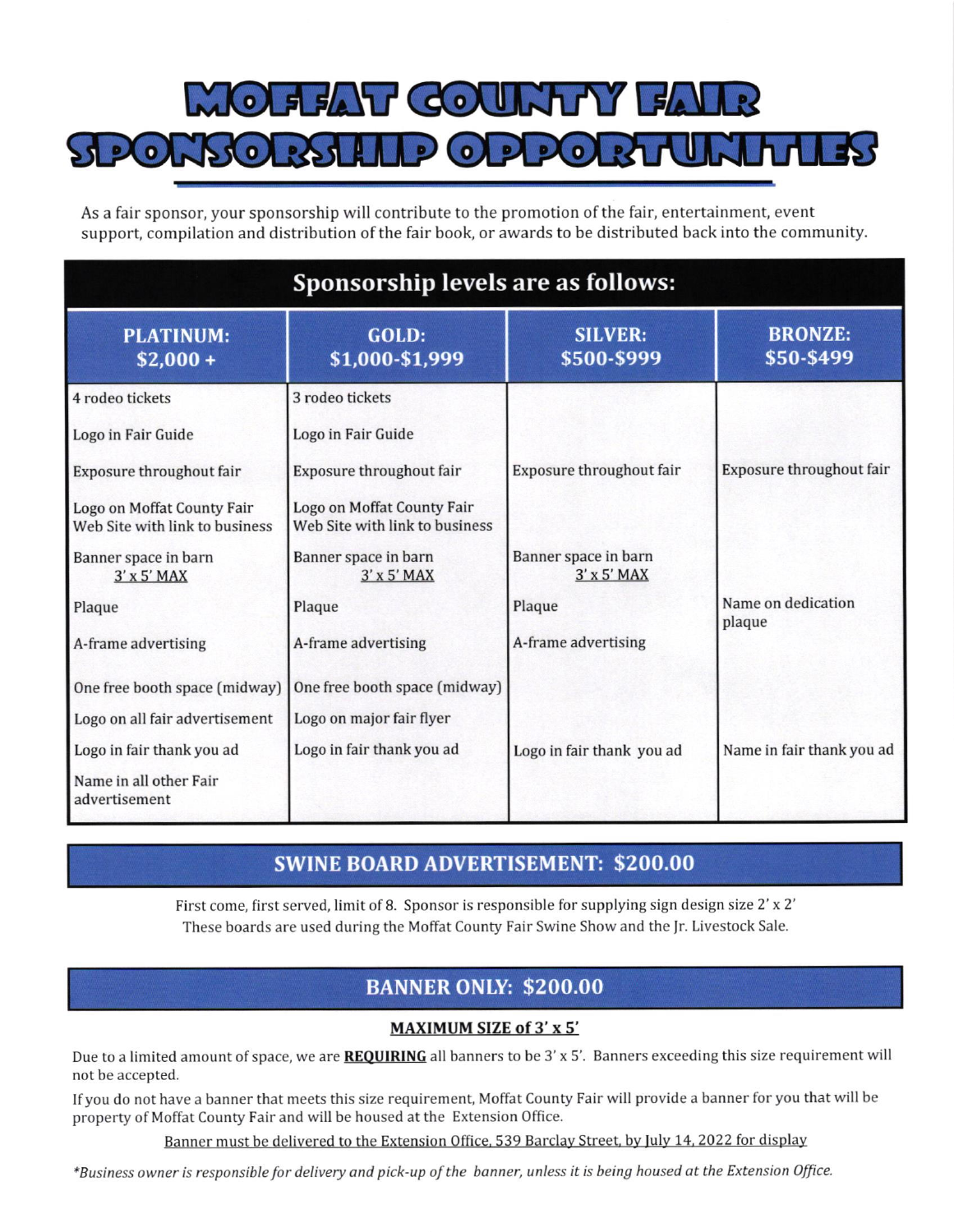# MOFFAT COUNTY FAIR SPONSORSHIP OPPORTUNITIES

As a fair sponsor, your sponsorship will contribute to the promotion of the fair, entertainment, event support, compilation and distribution of the fair book, or awards to be distributed back into the community.

## Sponsorship levels are as follows:

| PLATINUM: $2,000 + | GOLD: $1,000-$1,999 | SILVER: $500-$999 | BRONZE: $50-$499 |
|---|---|---|---|
| 4 rodeo tickets | 3 rodeo tickets | | |
| Logo in Fair Guide | Logo in Fair Guide | | |
| Exposure throughout fair | Exposure throughout fair | Exposure throughout fair | Exposure throughout fair |
| Logo on Moffat County Fair Web Site with link to business | Logo on Moffat County Fair Web Site with link to business | | |
| Banner space in barn 3' x 5' MAX | Banner space in barn 3' x 5' MAX | Banner space in barn 3' x 5' MAX | |
| Plaque | Plaque | Plaque | Name on dedication plaque |
| A-frame advertising | A-frame advertising | A-frame advertising | |
| One free booth space (midway) | One free booth space (midway) | | |
| Logo on all fair advertisement | Logo on major fair flyer | | |
| Logo in fair thank you ad | Logo in fair thank you ad | Logo in fair thank you ad | Name in fair thank you ad |
| Name in all other Fair advertisement | | | |

## SWINE BOARD ADVERTISEMENT: $200.00

First come, first served, limit of 8. Sponsor is responsible for supplying sign design size 2' x 2'
These boards are used during the Moffat County Fair Swine Show and the Jr. Livestock Sale.

## BANNER ONLY: $200.00

**MAXIMUM SIZE of 3' x 5'**

Due to a limited amount of space, we are **REQUIRING** all banners to be 3' x 5'. Banners exceeding this size requirement will not be accepted.

If you do not have a banner that meets this size requirement, Moffat County Fair will provide a banner for you that will be property of Moffat County Fair and will be housed at the Extension Office.

Banner must be delivered to the Extension Office, 539 Barclay Street, by July 14, 2022 for display

*\*Business owner is responsible for delivery and pick-up of the banner, unless it is being housed at the Extension Office.*